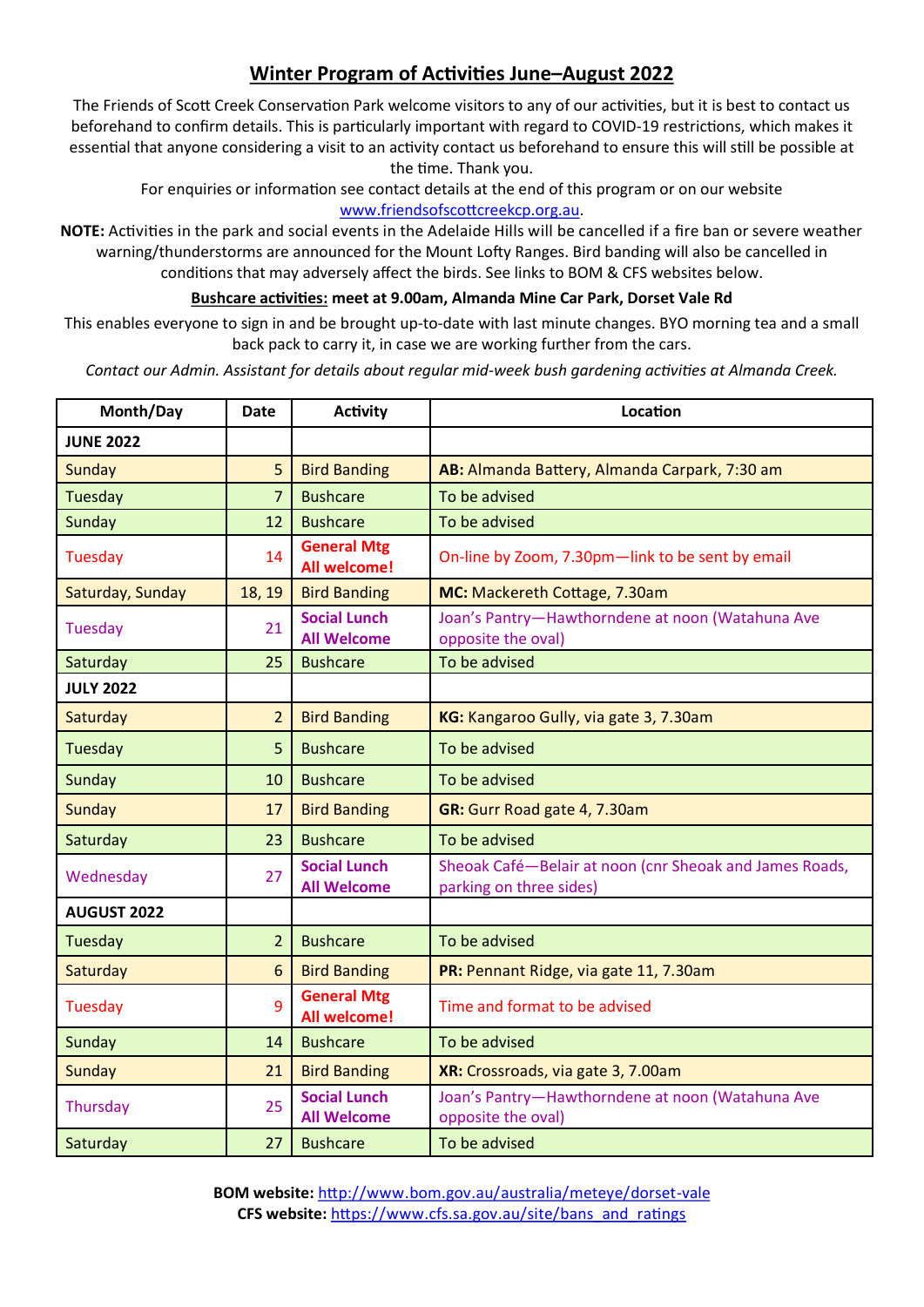# Winter Program of Activities June–August 2022

The Friends of Scott Creek Conservation Park welcome visitors to any of our activities, but it is best to contact us beforehand to confirm details. This is particularly important with regard to COVID-19 restrictions, which makes it essential that anyone considering a visit to an activity contact us beforehand to ensure this will still be possible at the time. Thank you.

For enquiries or information see contact details at the end of this program or on our website www.friendsofscottcreekcp.org.au.

**NOTE:** Activities in the park and social events in the Adelaide Hills will be cancelled if a fire ban or severe weather warning/thunderstorms are announced for the Mount Lofty Ranges. Bird banding will also be cancelled in conditions that may adversely affect the birds. See links to BOM & CFS websites below.

**Bushcare activities: meet at 9.00am, Almanda Mine Car Park, Dorset Vale Rd**

This enables everyone to sign in and be brought up-to-date with last minute changes. BYO morning tea and a small back pack to carry it, in case we are working further from the cars.

*Contact our Admin. Assistant for details about regular mid-week bush gardening activities at Almanda Creek.*

| Month/Day | Date | Activity | Location |
|---|---|---|---|
| **JUNE 2022** | | | |
| Sunday | 5 | Bird Banding | **AB:** Almanda Battery, Almanda Carpark, 7:30 am |
| Tuesday | 7 | Buschcare | To be advised |
| Sunday | 12 | Buschcare | To be advised |
| Tuesday | 14 | **General Mtg All welcome!** | On-line by Zoom, 7.30pm—link to be sent by email |
| Saturday, Sunday | 18, 19 | Bird Banding | **MC:** Mackereth Cottage, 7.30am |
| Tuesday | 21 | **Social Lunch All Welcome** | Joan's Pantry—Hawthorndene at noon (Watahuna Ave opposite the oval) |
| Saturday | 25 | Buschcare | To be advised |
| **JULY 2022** | | | |
| Saturday | 2 | Bird Banding | **KG:** Kangaroo Gully, via gate 3, 7.30am |
| Tuesday | 5 | Buschcare | To be advised |
| Sunday | 10 | Buschcare | To be advised |
| Sunday | 17 | Bird Banding | **GR:** Gurr Road gate 4, 7.30am |
| Saturday | 23 | Buschcare | To be advised |
| Wednesday | 27 | **Social Lunch All Welcome** | Sheoak Café—Belair at noon (cnr Sheoak and James Roads, parking on three sides) |
| **AUGUST 2022** | | | |
| Tuesday | 2 | Buschcare | To be advised |
| Saturday | 6 | Bird Banding | **PR:** Pennant Ridge, via gate 11, 7.30am |
| Tuesday | 9 | **General Mtg All welcome!** | Time and format to be advised |
| Sunday | 14 | Buschcare | To be advised |
| Sunday | 21 | Bird Banding | **XR:** Crossroads, via gate 3, 7.00am |
| Thursday | 25 | **Social Lunch All Welcome** | Joan's Pantry—Hawthorndene at noon (Watahuna Ave opposite the oval) |
| Saturday | 27 | Buschcare | To be advised |

**BOM website:** http://www.bom.gov.au/australia/meteye/dorset-vale
**CFS website:** https://www.cfs.sa.gov.au/site/bans_and_ratings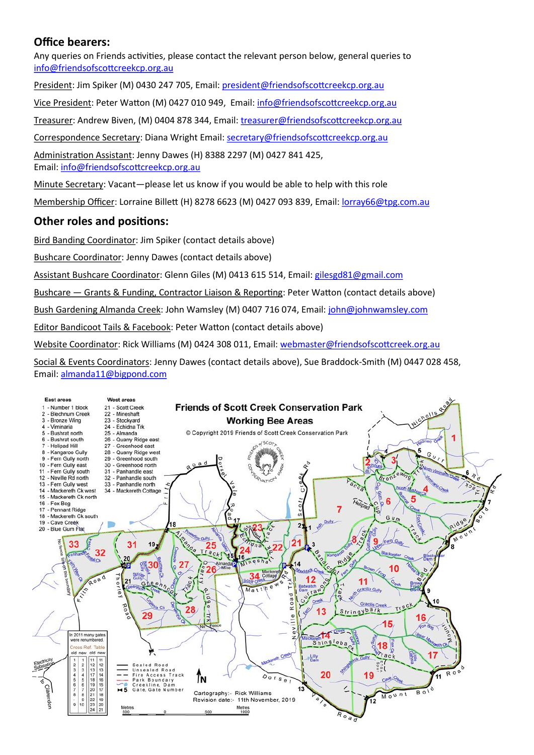## Office bearers:

Any queries on Friends activities, please contact the relevant person below, general queries to info@friendsofscottcreekcp.org.au

President: Jim Spiker (M) 0430 247 705, Email: president@friendsofscottcreekcp.org.au

Vice President: Peter Watton (M) 0427 010 949, Email: info@friendsofscottcreekcp.org.au

Treasurer: Andrew Biven, (M) 0404 878 344, Email: treasurer@friendsofscottcreekcp.org.au

Correspondence Secretary: Diana Wright Email: secretary@friendsofscottcreekcp.org.au

Administration Assistant: Jenny Dawes (H) 8388 2297 (M) 0427 841 425, Email: info@friendsofscottcreekcp.org.au

Minute Secretary: Vacant—please let us know if you would be able to help with this role

Membership Officer: Lorraine Billett (H) 8278 6623 (M) 0427 093 839, Email: lorray66@tpg.com.au

## Other roles and positions:

Bird Banding Coordinator: Jim Spiker (contact details above)

Bushcare Coordinator: Jenny Dawes (contact details above)

Assistant Bushcare Coordinator: Glenn Giles (M) 0413 615 514, Email: gilesgd81@gmail.com

Bushcare — Grants & Funding, Contractor Liaison & Reporting: Peter Watton (contact details above)

Bush Gardening Almanda Creek: John Wamsley (M) 0407 716 074, Email: john@johnwamsley.com

Editor Bandicoot Tails & Facebook: Peter Watton (contact details above)

Website Coordinator: Rick Williams (M) 0424 308 011, Email: webmaster@friendsofscottcreek.org.au

Social & Events Coordinators: Jenny Dawes (contact details above), Sue Braddock-Smith (M) 0447 028 458, Email: almanda11@bigpond.com

**Friends of Scott Creek Conservation Park**
**Working Bee Areas**
© Copyright 2019 Friends of Scott Creek Conservation Park

East areas
1 - Number 1 block
2 - Blechnum Creek
3 - Bronze Wing
4 - Viminaria
5 - Bushrat north
6 - Bushrat south
7 - Helipad Hill
8 - Kangaroo Gully
9 - Fern Gully north
10 - Fern Gully east
11 - Fern Gully south
12 - Neville Rd north
13 - Fern Gully west
14 - Mackereth Ck west
15 - Mackereth Ck north
16 - Fox Bog
17 - Pennant Ridge
18 - Mackereth Ck south
19 - Cave Creek
20 - Blue Gum Flat

West areas
21 - Scott Creek
22 - Mineshaft
23 - Stockyard
24 - Echidna Trk
25 - Almanda
26 - Quarry Ridge east
27 - Greenhood east
28 - Quarry Ridge west
29 - Greenhood south
30 - Greenhood north
31 - Panhandle east
32 - Panhandle south
33 - Panhandle north
34 - Mackereth Cottage

In 2011 many gates were renumbered.

Cross Ref. Table

| old | new | old | new |
|---|---|---|---|
| 1 | 1 | 11 | 11 |
| 2 | 2 | 12 | 12 |
| 3 | 3 | 13 | 13 |
| 4 | 4 | 17 | 14 |
| 5 | 5 | 18 | 16 |
| 6 | 6 | 19 | 15 |
| 7 | 7 | 20 | 17 |
| 8 | 8 | 21 | 18 |
| - | 9 | 22 | 19 |
| 9 | 10 | 23 | 20 |
| | | 24 | 21 |

Sealed Road
Unsealed Road
Fire Access Track
Park Boundary
Creekline, Dam
Gate, Gate Number

Cartography:- Rick Williams
Revision date:- 11th November, 2019